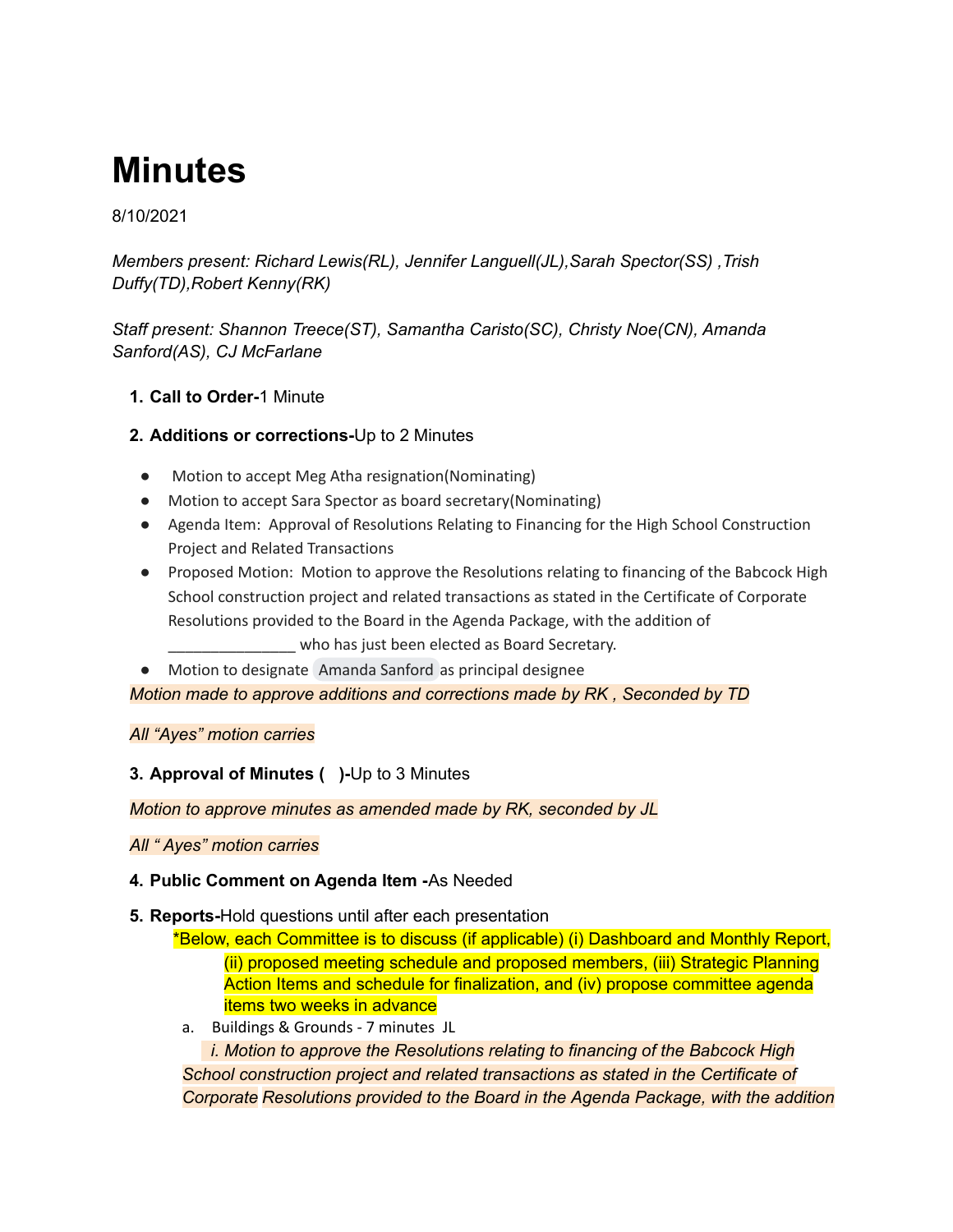# Minutes

8/10/2021

*Members present: Richard Lewis(RL), Jennifer Languell(JL),Sarah Spector(SS) ,Trish Duffy(TD),Robert Kenny(RK)*

*Staff present: Shannon Treece(ST), Samantha Caristo(SC), Christy Noe(CN), Amanda Sanford(AS), CJ McFarlane*

1. **Call to Order-**1 Minute

2. **Additions or corrections-**Up to 2 Minutes

- Motion to accept Meg Atha resignation(Nominating)
- Motion to accept Sara Spector as board secretary(Nominating)
- Agenda Item: Approval of Resolutions Relating to Financing for the High School Construction Project and Related Transactions
- Proposed Motion: Motion to approve the Resolutions relating to financing of the Babcock High School construction project and related transactions as stated in the Certificate of Corporate Resolutions provided to the Board in the Agenda Package, with the addition of _______________ who has just been elected as Board Secretary.
- Motion to designate Amanda Sanford as principal designee

*Motion made to approve additions and corrections made by RK , Seconded by TD*

*All "Ayes" motion carries*

3. **Approval of Minutes ( )-**Up to 3 Minutes

*Motion to approve minutes as amended made by RK, seconded by JL*

*All " Ayes" motion carries*

4. **Public Comment on Agenda Item -**As Needed

5. **Reports-**Hold questions until after each presentation

   *Below, each Committee is to discuss (if applicable) (i) Dashboard and Monthly Report, (ii) proposed meeting schedule and proposed members, (iii) Strategic Planning Action Items and schedule for finalization, and (iv) propose committee agenda items two weeks in advance

   a. Buildings & Grounds - 7 minutes JL

      *i. Motion to approve the Resolutions relating to financing of the Babcock High School construction project and related transactions as stated in the Certificate of Corporate Resolutions provided to the Board in the Agenda Package, with the addition*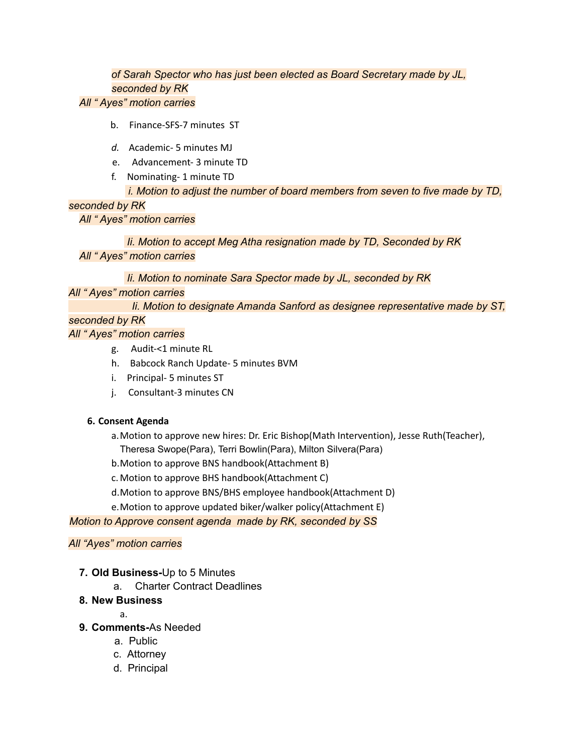*of Sarah Spector who has just been elected as Board Secretary made by JL, seconded by RK*

*All " Ayes" motion carries*

b. Finance-SFS-7 minutes ST

*d.* Academic- 5 minutes MJ

e. Advancement- 3 minute TD

f. Nominating- 1 minute TD

*i. Motion to adjust the number of board members from seven to five made by TD, seconded by RK*

*All " Ayes" motion carries*

*Ii. Motion to accept Meg Atha resignation made by TD, Seconded by RK*

*All " Ayes" motion carries*

*Ii. Motion to nominate Sara Spector made by JL, seconded by RK*

*All " Ayes" motion carries*

*Ii. Motion to designate Amanda Sanford as designee representative made by ST, seconded by RK*

*All " Ayes" motion carries*

g. Audit-<1 minute RL

h. Babcock Ranch Update- 5 minutes BVM

i. Principal- 5 minutes ST

j. Consultant-3 minutes CN

**6. Consent Agenda**

a. Motion to approve new hires: Dr. Eric Bishop(Math Intervention), Jesse Ruth(Teacher), Theresa Swope(Para), Terri Bowlin(Para), Milton Silvera(Para)

b. Motion to approve BNS handbook(Attachment B)

c. Motion to approve BHS handbook(Attachment C)

d. Motion to approve BNS/BHS employee handbook(Attachment D)

e. Motion to approve updated biker/walker policy(Attachment E)

*Motion to Approve consent agenda made by RK, seconded by SS*

*All "Ayes" motion carries*

7. **Old Business-**Up to 5 Minutes
   a. Charter Contract Deadlines
8. **New Business**
   a.
9. **Comments-**As Needed
   a. Public
   c. Attorney
   d. Principal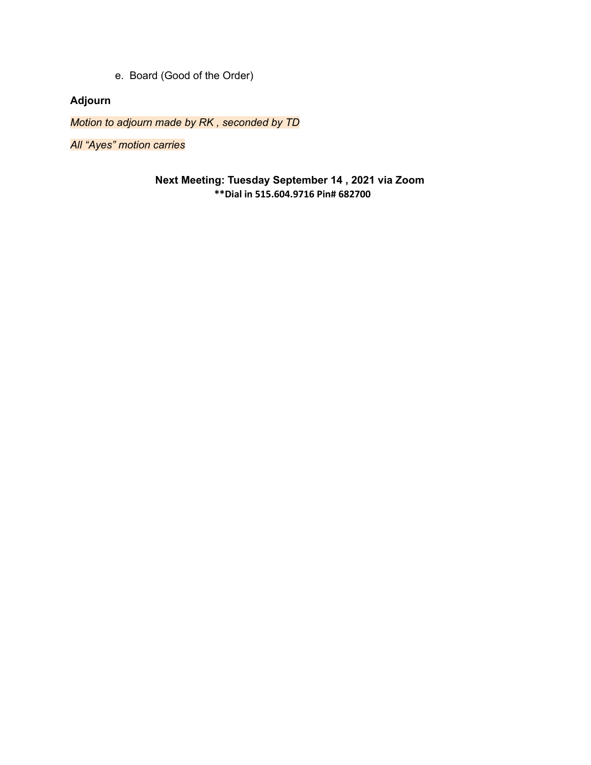e. Board (Good of the Order)

**Adjourn**

*Motion to adjourn made by RK , seconded by TD*

*All "Ayes" motion carries*

**Next Meeting: Tuesday September 14 , 2021 via Zoom**

****Dial in 515.604.9716 Pin# 682700**